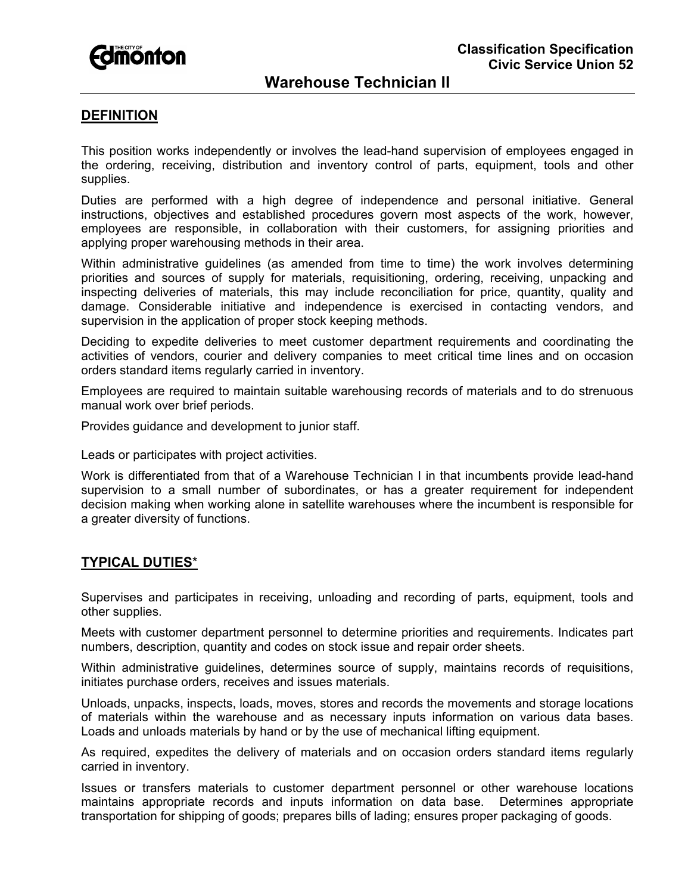Classification Specification
Civic Service Union 52

# Warehouse Technician II

## DEFINITION

This position works independently or involves the lead-hand supervision of employees engaged in the ordering, receiving, distribution and inventory control of parts, equipment, tools and other supplies.

Duties are performed with a high degree of independence and personal initiative. General instructions, objectives and established procedures govern most aspects of the work, however, employees are responsible, in collaboration with their customers, for assigning priorities and applying proper warehousing methods in their area.

Within administrative guidelines (as amended from time to time) the work involves determining priorities and sources of supply for materials, requisitioning, ordering, receiving, unpacking and inspecting deliveries of materials, this may include reconciliation for price, quantity, quality and damage. Considerable initiative and independence is exercised in contacting vendors, and supervision in the application of proper stock keeping methods.

Deciding to expedite deliveries to meet customer department requirements and coordinating the activities of vendors, courier and delivery companies to meet critical time lines and on occasion orders standard items regularly carried in inventory.

Employees are required to maintain suitable warehousing records of materials and to do strenuous manual work over brief periods.

Provides guidance and development to junior staff.

Leads or participates with project activities.

Work is differentiated from that of a Warehouse Technician I in that incumbents provide lead-hand supervision to a small number of subordinates, or has a greater requirement for independent decision making when working alone in satellite warehouses where the incumbent is responsible for a greater diversity of functions.

## TYPICAL DUTIES*

Supervises and participates in receiving, unloading and recording of parts, equipment, tools and other supplies.

Meets with customer department personnel to determine priorities and requirements. Indicates part numbers, description, quantity and codes on stock issue and repair order sheets.

Within administrative guidelines, determines source of supply, maintains records of requisitions, initiates purchase orders, receives and issues materials.

Unloads, unpacks, inspects, loads, moves, stores and records the movements and storage locations of materials within the warehouse and as necessary inputs information on various data bases. Loads and unloads materials by hand or by the use of mechanical lifting equipment.

As required, expedites the delivery of materials and on occasion orders standard items regularly carried in inventory.

Issues or transfers materials to customer department personnel or other warehouse locations maintains appropriate records and inputs information on data base. Determines appropriate transportation for shipping of goods; prepares bills of lading; ensures proper packaging of goods.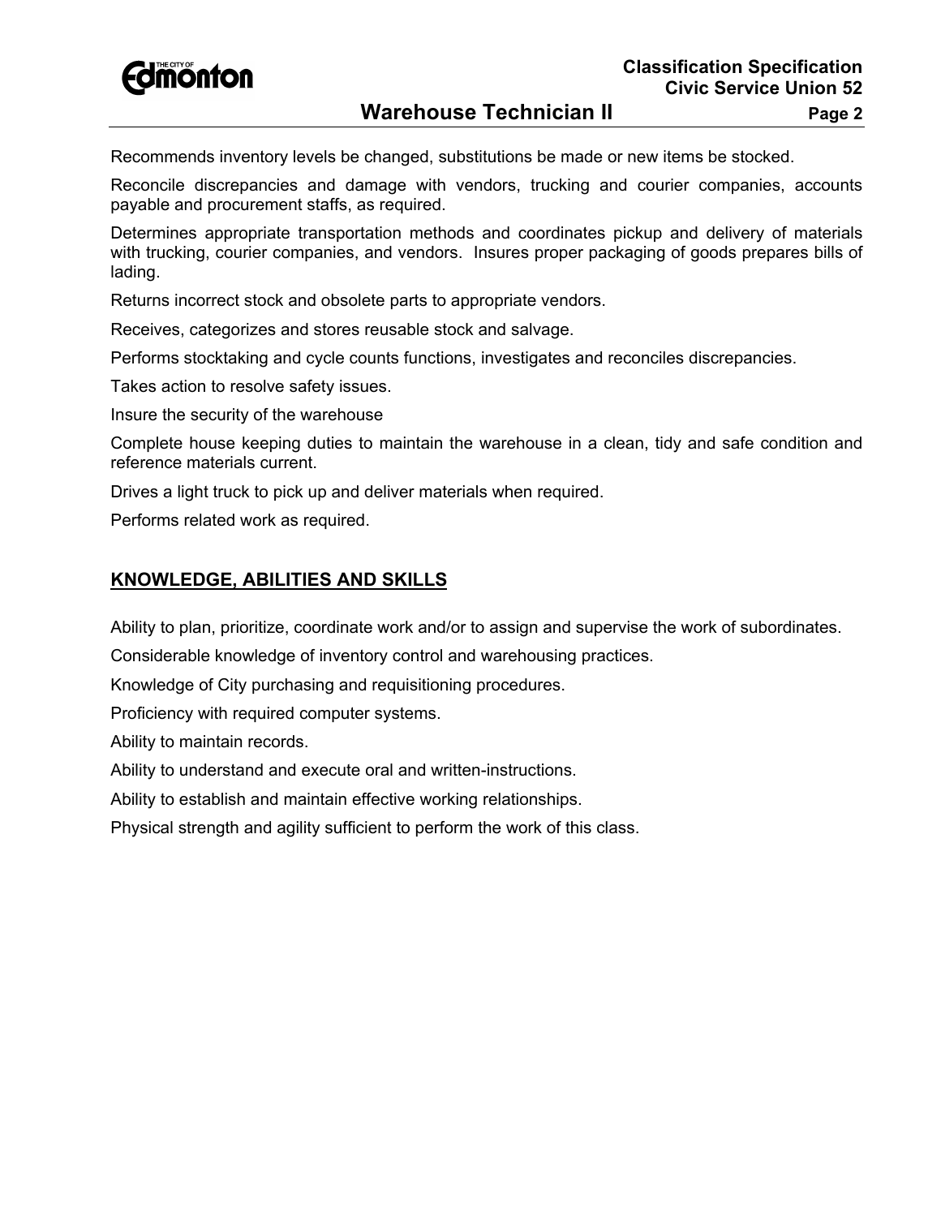Recommends inventory levels be changed, substitutions be made or new items be stocked.

Reconcile discrepancies and damage with vendors, trucking and courier companies, accounts payable and procurement staffs, as required.

Determines appropriate transportation methods and coordinates pickup and delivery of materials with trucking, courier companies, and vendors. Insures proper packaging of goods prepares bills of lading.

Returns incorrect stock and obsolete parts to appropriate vendors.

Receives, categorizes and stores reusable stock and salvage.

Performs stocktaking and cycle counts functions, investigates and reconciles discrepancies.

Takes action to resolve safety issues.

Insure the security of the warehouse

Complete house keeping duties to maintain the warehouse in a clean, tidy and safe condition and reference materials current.

Drives a light truck to pick up and deliver materials when required.

Performs related work as required.

## KNOWLEDGE, ABILITIES AND SKILLS

Ability to plan, prioritize, coordinate work and/or to assign and supervise the work of subordinates.

Considerable knowledge of inventory control and warehousing practices.

Knowledge of City purchasing and requisitioning procedures.

Proficiency with required computer systems.

Ability to maintain records.

Ability to understand and execute oral and written-instructions.

Ability to establish and maintain effective working relationships.

Physical strength and agility sufficient to perform the work of this class.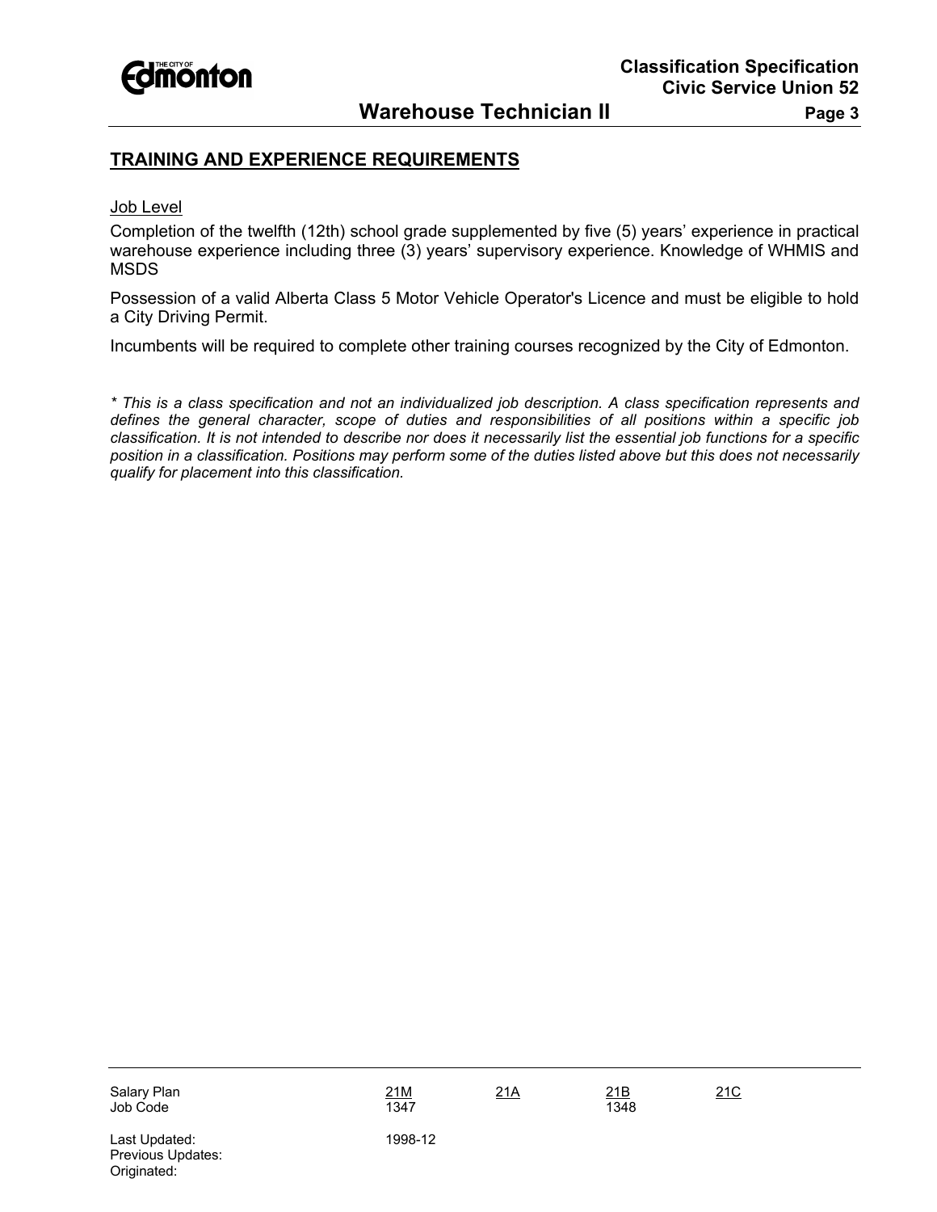## TRAINING AND EXPERIENCE REQUIREMENTS

Job Level

Completion of the twelfth (12th) school grade supplemented by five (5) years' experience in practical warehouse experience including three (3) years' supervisory experience. Knowledge of WHMIS and MSDS

Possession of a valid Alberta Class 5 Motor Vehicle Operator's Licence and must be eligible to hold a City Driving Permit.

Incumbents will be required to complete other training courses recognized by the City of Edmonton.

*\* This is a class specification and not an individualized job description. A class specification represents and defines the general character, scope of duties and responsibilities of all positions within a specific job classification. It is not intended to describe nor does it necessarily list the essential job functions for a specific position in a classification. Positions may perform some of the duties listed above but this does not necessarily qualify for placement into this classification.*

| | | | | |
|---|---|---|---|---|
| Salary Plan | 21M | 21A | 21B | 21C |
| Job Code | 1347 | | 1348 | |

Last Updated: 1998-12
Previous Updates:
Originated: